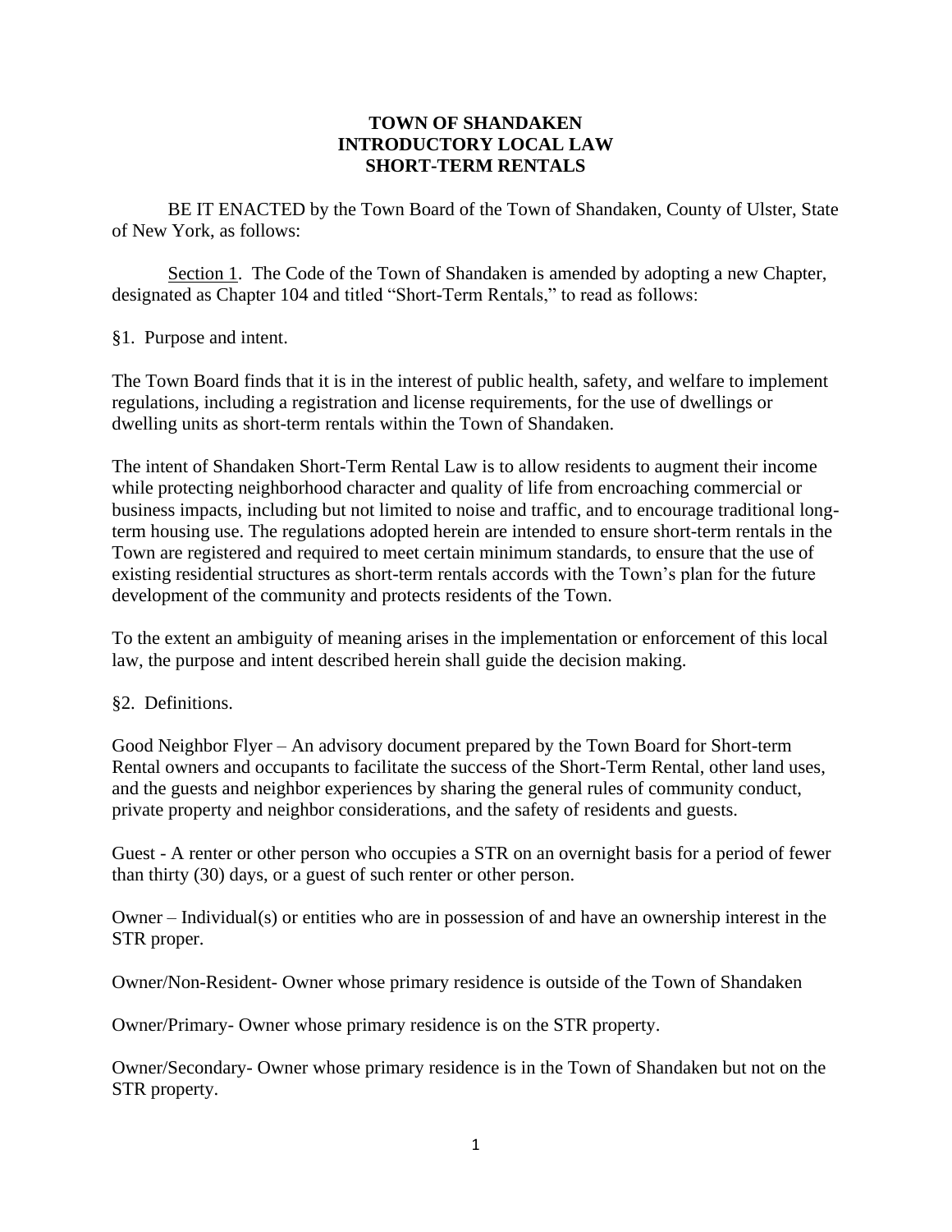**TOWN OF SHANDAKEN**
**INTRODUCTORY LOCAL LAW**
**SHORT-TERM RENTALS**

BE IT ENACTED by the Town Board of the Town of Shandaken, County of Ulster, State of New York, as follows:

Section 1. The Code of the Town of Shandaken is amended by adopting a new Chapter, designated as Chapter 104 and titled "Short-Term Rentals," to read as follows:

§1. Purpose and intent.

The Town Board finds that it is in the interest of public health, safety, and welfare to implement regulations, including a registration and license requirements, for the use of dwellings or dwelling units as short-term rentals within the Town of Shandaken.

The intent of Shandaken Short-Term Rental Law is to allow residents to augment their income while protecting neighborhood character and quality of life from encroaching commercial or business impacts, including but not limited to noise and traffic, and to encourage traditional long-term housing use. The regulations adopted herein are intended to ensure short-term rentals in the Town are registered and required to meet certain minimum standards, to ensure that the use of existing residential structures as short-term rentals accords with the Town's plan for the future development of the community and protects residents of the Town.

To the extent an ambiguity of meaning arises in the implementation or enforcement of this local law, the purpose and intent described herein shall guide the decision making.

§2. Definitions.

Good Neighbor Flyer – An advisory document prepared by the Town Board for Short-term Rental owners and occupants to facilitate the success of the Short-Term Rental, other land uses, and the guests and neighbor experiences by sharing the general rules of community conduct, private property and neighbor considerations, and the safety of residents and guests.

Guest - A renter or other person who occupies a STR on an overnight basis for a period of fewer than thirty (30) days, or a guest of such renter or other person.

Owner – Individual(s) or entities who are in possession of and have an ownership interest in the STR proper.

Owner/Non-Resident- Owner whose primary residence is outside of the Town of Shandaken

Owner/Primary- Owner whose primary residence is on the STR property.

Owner/Secondary- Owner whose primary residence is in the Town of Shandaken but not on the STR property.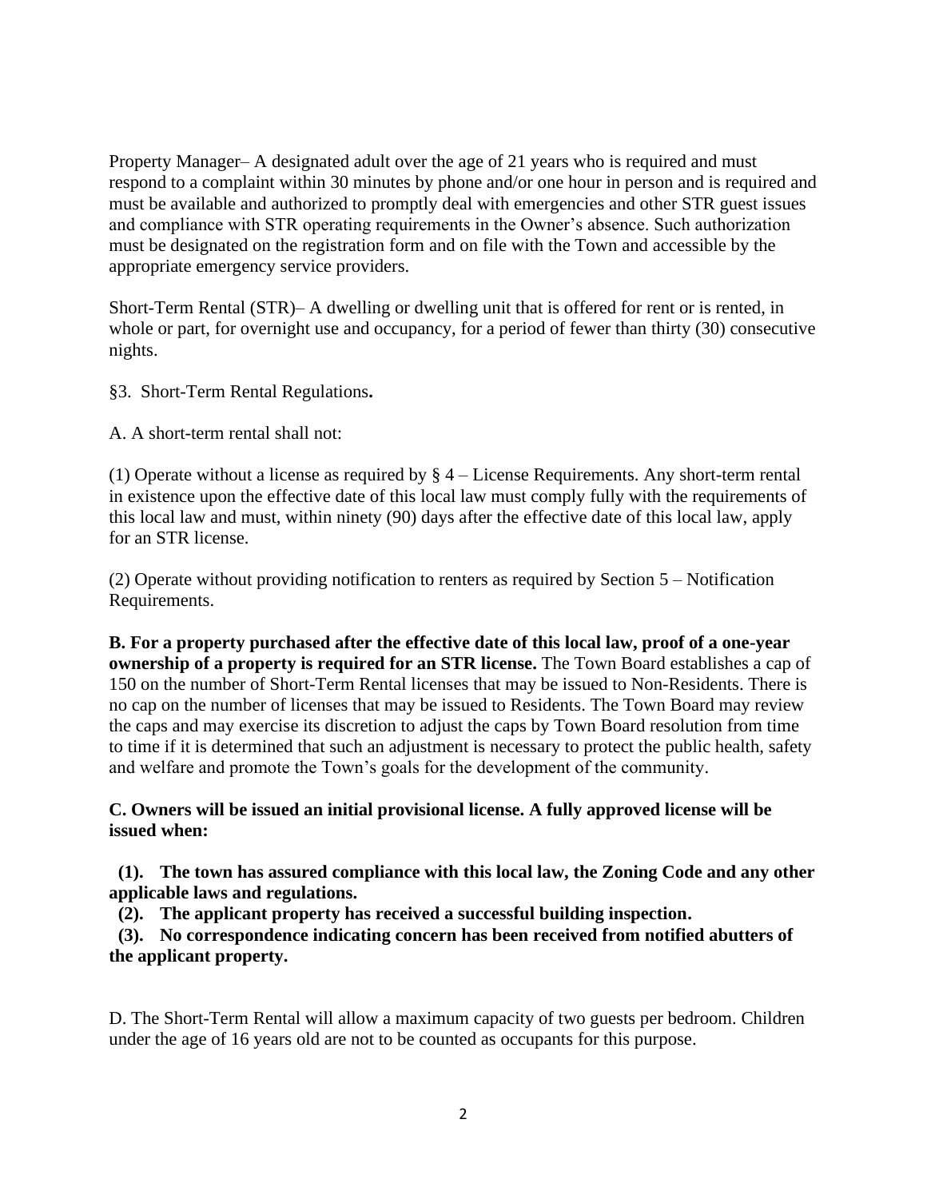Property Manager– A designated adult over the age of 21 years who is required and must respond to a complaint within 30 minutes by phone and/or one hour in person and is required and must be available and authorized to promptly deal with emergencies and other STR guest issues and compliance with STR operating requirements in the Owner's absence. Such authorization must be designated on the registration form and on file with the Town and accessible by the appropriate emergency service providers.

Short-Term Rental (STR)– A dwelling or dwelling unit that is offered for rent or is rented, in whole or part, for overnight use and occupancy, for a period of fewer than thirty (30) consecutive nights.

§3. Short-Term Rental Regulations**.**

A. A short-term rental shall not:

(1) Operate without a license as required by § 4 – License Requirements. Any short-term rental in existence upon the effective date of this local law must comply fully with the requirements of this local law and must, within ninety (90) days after the effective date of this local law, apply for an STR license.

(2) Operate without providing notification to renters as required by Section 5 – Notification Requirements.

**B. For a property purchased after the effective date of this local law, proof of a one-year ownership of a property is required for an STR license.** The Town Board establishes a cap of 150 on the number of Short-Term Rental licenses that may be issued to Non-Residents. There is no cap on the number of licenses that may be issued to Residents. The Town Board may review the caps and may exercise its discretion to adjust the caps by Town Board resolution from time to time if it is determined that such an adjustment is necessary to protect the public health, safety and welfare and promote the Town's goals for the development of the community.

**C. Owners will be issued an initial provisional license. A fully approved license will be issued when:**

**(1). The town has assured compliance with this local law, the Zoning Code and any other applicable laws and regulations.**

**(2). The applicant property has received a successful building inspection.**

**(3). No correspondence indicating concern has been received from notified abutters of the applicant property.**

D. The Short-Term Rental will allow a maximum capacity of two guests per bedroom. Children under the age of 16 years old are not to be counted as occupants for this purpose.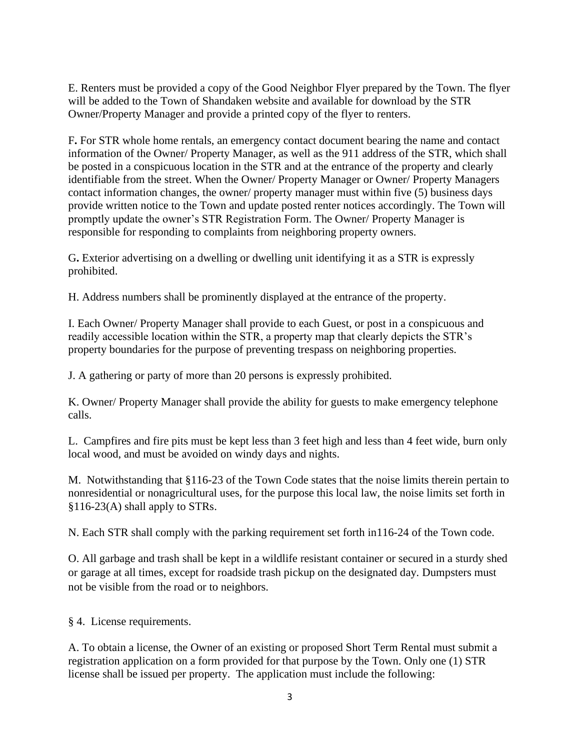E. Renters must be provided a copy of the Good Neighbor Flyer prepared by the Town. The flyer will be added to the Town of Shandaken website and available for download by the STR Owner/Property Manager and provide a printed copy of the flyer to renters.

F**.** For STR whole home rentals, an emergency contact document bearing the name and contact information of the Owner/ Property Manager, as well as the 911 address of the STR, which shall be posted in a conspicuous location in the STR and at the entrance of the property and clearly identifiable from the street. When the Owner/ Property Manager or Owner/ Property Managers contact information changes, the owner/ property manager must within five (5) business days provide written notice to the Town and update posted renter notices accordingly. The Town will promptly update the owner's STR Registration Form. The Owner/ Property Manager is responsible for responding to complaints from neighboring property owners.

G**.** Exterior advertising on a dwelling or dwelling unit identifying it as a STR is expressly prohibited.

H. Address numbers shall be prominently displayed at the entrance of the property.

I. Each Owner/ Property Manager shall provide to each Guest, or post in a conspicuous and readily accessible location within the STR, a property map that clearly depicts the STR's property boundaries for the purpose of preventing trespass on neighboring properties.

J. A gathering or party of more than 20 persons is expressly prohibited.

K. Owner/ Property Manager shall provide the ability for guests to make emergency telephone calls.

L. Campfires and fire pits must be kept less than 3 feet high and less than 4 feet wide, burn only local wood, and must be avoided on windy days and nights.

M. Notwithstanding that §116-23 of the Town Code states that the noise limits therein pertain to nonresidential or nonagricultural uses, for the purpose this local law, the noise limits set forth in §116-23(A) shall apply to STRs.

N. Each STR shall comply with the parking requirement set forth in116-24 of the Town code.

O. All garbage and trash shall be kept in a wildlife resistant container or secured in a sturdy shed or garage at all times, except for roadside trash pickup on the designated day. Dumpsters must not be visible from the road or to neighbors.

§ 4. License requirements.

A. To obtain a license, the Owner of an existing or proposed Short Term Rental must submit a registration application on a form provided for that purpose by the Town. Only one (1) STR license shall be issued per property. The application must include the following: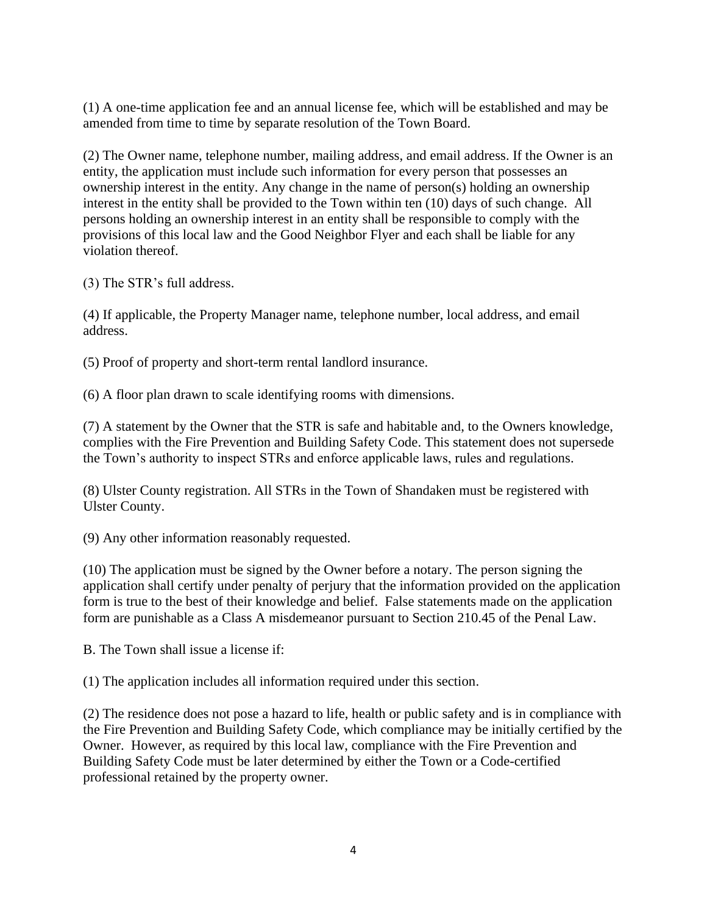(1) A one-time application fee and an annual license fee, which will be established and may be amended from time to time by separate resolution of the Town Board.

(2) The Owner name, telephone number, mailing address, and email address. If the Owner is an entity, the application must include such information for every person that possesses an ownership interest in the entity. Any change in the name of person(s) holding an ownership interest in the entity shall be provided to the Town within ten (10) days of such change. All persons holding an ownership interest in an entity shall be responsible to comply with the provisions of this local law and the Good Neighbor Flyer and each shall be liable for any violation thereof.

(3) The STR's full address.

(4) If applicable, the Property Manager name, telephone number, local address, and email address.

(5) Proof of property and short-term rental landlord insurance.

(6) A floor plan drawn to scale identifying rooms with dimensions.

(7) A statement by the Owner that the STR is safe and habitable and, to the Owners knowledge, complies with the Fire Prevention and Building Safety Code. This statement does not supersede the Town's authority to inspect STRs and enforce applicable laws, rules and regulations.

(8) Ulster County registration. All STRs in the Town of Shandaken must be registered with Ulster County.

(9) Any other information reasonably requested.

(10) The application must be signed by the Owner before a notary. The person signing the application shall certify under penalty of perjury that the information provided on the application form is true to the best of their knowledge and belief. False statements made on the application form are punishable as a Class A misdemeanor pursuant to Section 210.45 of the Penal Law.

B. The Town shall issue a license if:

(1) The application includes all information required under this section.

(2) The residence does not pose a hazard to life, health or public safety and is in compliance with the Fire Prevention and Building Safety Code, which compliance may be initially certified by the Owner. However, as required by this local law, compliance with the Fire Prevention and Building Safety Code must be later determined by either the Town or a Code-certified professional retained by the property owner.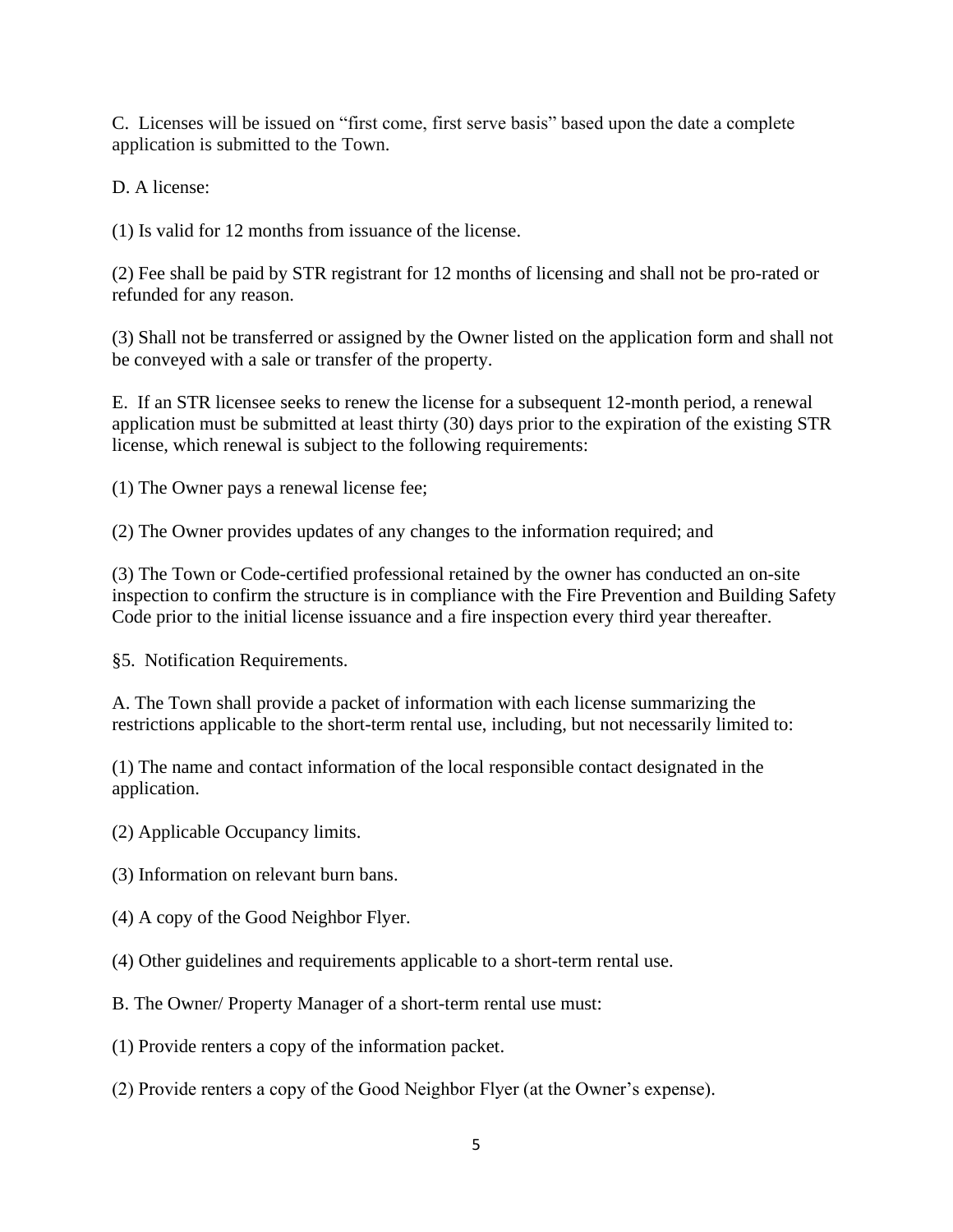C. Licenses will be issued on "first come, first serve basis" based upon the date a complete application is submitted to the Town.

D. A license:

(1) Is valid for 12 months from issuance of the license.

(2) Fee shall be paid by STR registrant for 12 months of licensing and shall not be pro-rated or refunded for any reason.

(3) Shall not be transferred or assigned by the Owner listed on the application form and shall not be conveyed with a sale or transfer of the property.

E. If an STR licensee seeks to renew the license for a subsequent 12-month period, a renewal application must be submitted at least thirty (30) days prior to the expiration of the existing STR license, which renewal is subject to the following requirements:

(1) The Owner pays a renewal license fee;

(2) The Owner provides updates of any changes to the information required; and

(3) The Town or Code-certified professional retained by the owner has conducted an on-site inspection to confirm the structure is in compliance with the Fire Prevention and Building Safety Code prior to the initial license issuance and a fire inspection every third year thereafter.

§5. Notification Requirements.

A. The Town shall provide a packet of information with each license summarizing the restrictions applicable to the short-term rental use, including, but not necessarily limited to:

(1) The name and contact information of the local responsible contact designated in the application.

(2) Applicable Occupancy limits.

(3) Information on relevant burn bans.

(4) A copy of the Good Neighbor Flyer.

(4) Other guidelines and requirements applicable to a short-term rental use.

B. The Owner/ Property Manager of a short-term rental use must:

(1) Provide renters a copy of the information packet.

(2) Provide renters a copy of the Good Neighbor Flyer (at the Owner's expense).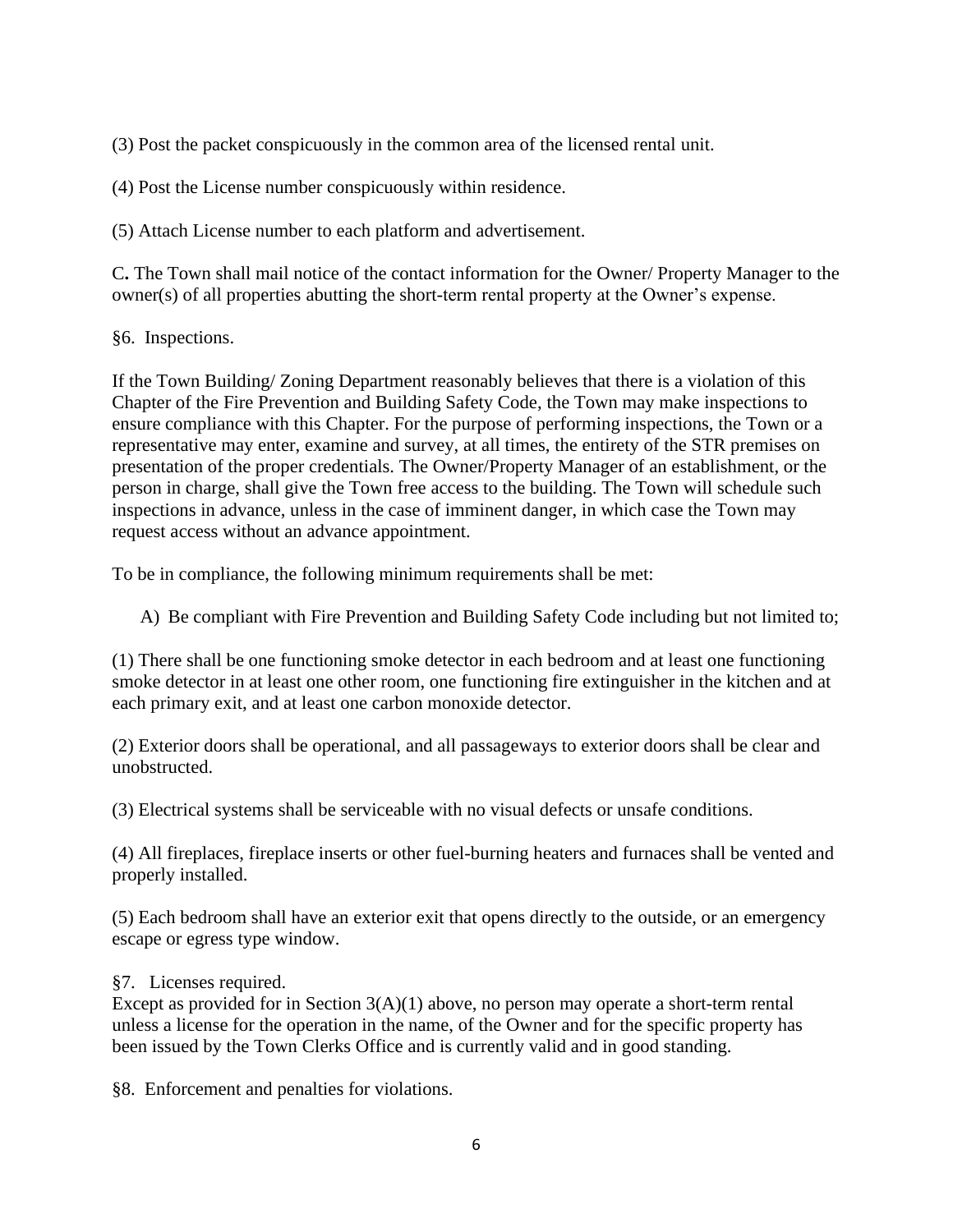(3) Post the packet conspicuously in the common area of the licensed rental unit.

(4) Post the License number conspicuously within residence.

(5) Attach License number to each platform and advertisement.

C**.** The Town shall mail notice of the contact information for the Owner/ Property Manager to the owner(s) of all properties abutting the short-term rental property at the Owner's expense.

§6. Inspections.

If the Town Building/ Zoning Department reasonably believes that there is a violation of this Chapter of the Fire Prevention and Building Safety Code, the Town may make inspections to ensure compliance with this Chapter. For the purpose of performing inspections, the Town or a representative may enter, examine and survey, at all times, the entirety of the STR premises on presentation of the proper credentials. The Owner/Property Manager of an establishment, or the person in charge, shall give the Town free access to the building. The Town will schedule such inspections in advance, unless in the case of imminent danger, in which case the Town may request access without an advance appointment.

To be in compliance, the following minimum requirements shall be met:

A) Be compliant with Fire Prevention and Building Safety Code including but not limited to;

(1) There shall be one functioning smoke detector in each bedroom and at least one functioning smoke detector in at least one other room, one functioning fire extinguisher in the kitchen and at each primary exit, and at least one carbon monoxide detector.

(2) Exterior doors shall be operational, and all passageways to exterior doors shall be clear and unobstructed.

(3) Electrical systems shall be serviceable with no visual defects or unsafe conditions.

(4) All fireplaces, fireplace inserts or other fuel-burning heaters and furnaces shall be vented and properly installed.

(5) Each bedroom shall have an exterior exit that opens directly to the outside, or an emergency escape or egress type window.

§7. Licenses required.
Except as provided for in Section 3(A)(1) above, no person may operate a short-term rental unless a license for the operation in the name, of the Owner and for the specific property has been issued by the Town Clerks Office and is currently valid and in good standing.

§8. Enforcement and penalties for violations.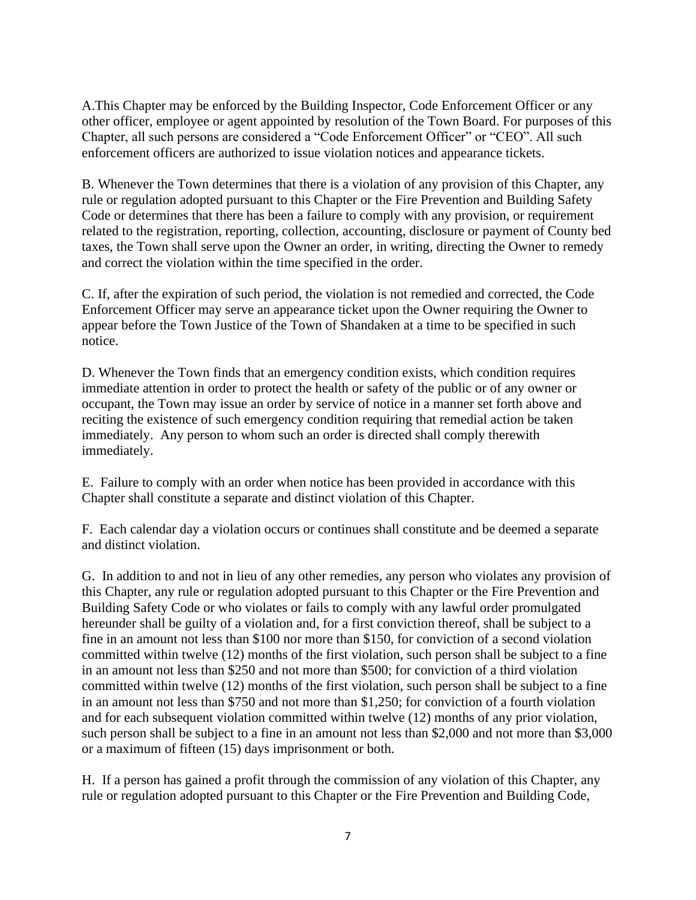A.This Chapter may be enforced by the Building Inspector, Code Enforcement Officer or any other officer, employee or agent appointed by resolution of the Town Board. For purposes of this Chapter, all such persons are considered a "Code Enforcement Officer" or "CEO". All such enforcement officers are authorized to issue violation notices and appearance tickets.

B. Whenever the Town determines that there is a violation of any provision of this Chapter, any rule or regulation adopted pursuant to this Chapter or the Fire Prevention and Building Safety Code or determines that there has been a failure to comply with any provision, or requirement related to the registration, reporting, collection, accounting, disclosure or payment of County bed taxes, the Town shall serve upon the Owner an order, in writing, directing the Owner to remedy and correct the violation within the time specified in the order.

C. If, after the expiration of such period, the violation is not remedied and corrected, the Code Enforcement Officer may serve an appearance ticket upon the Owner requiring the Owner to appear before the Town Justice of the Town of Shandaken at a time to be specified in such notice.

D. Whenever the Town finds that an emergency condition exists, which condition requires immediate attention in order to protect the health or safety of the public or of any owner or occupant, the Town may issue an order by service of notice in a manner set forth above and reciting the existence of such emergency condition requiring that remedial action be taken immediately. Any person to whom such an order is directed shall comply therewith immediately.

E. Failure to comply with an order when notice has been provided in accordance with this Chapter shall constitute a separate and distinct violation of this Chapter.

F. Each calendar day a violation occurs or continues shall constitute and be deemed a separate and distinct violation.

G. In addition to and not in lieu of any other remedies, any person who violates any provision of this Chapter, any rule or regulation adopted pursuant to this Chapter or the Fire Prevention and Building Safety Code or who violates or fails to comply with any lawful order promulgated hereunder shall be guilty of a violation and, for a first conviction thereof, shall be subject to a fine in an amount not less than $100 nor more than $150, for conviction of a second violation committed within twelve (12) months of the first violation, such person shall be subject to a fine in an amount not less than $250 and not more than $500; for conviction of a third violation committed within twelve (12) months of the first violation, such person shall be subject to a fine in an amount not less than $750 and not more than $1,250; for conviction of a fourth violation and for each subsequent violation committed within twelve (12) months of any prior violation, such person shall be subject to a fine in an amount not less than $2,000 and not more than $3,000 or a maximum of fifteen (15) days imprisonment or both.

H. If a person has gained a profit through the commission of any violation of this Chapter, any rule or regulation adopted pursuant to this Chapter or the Fire Prevention and Building Code,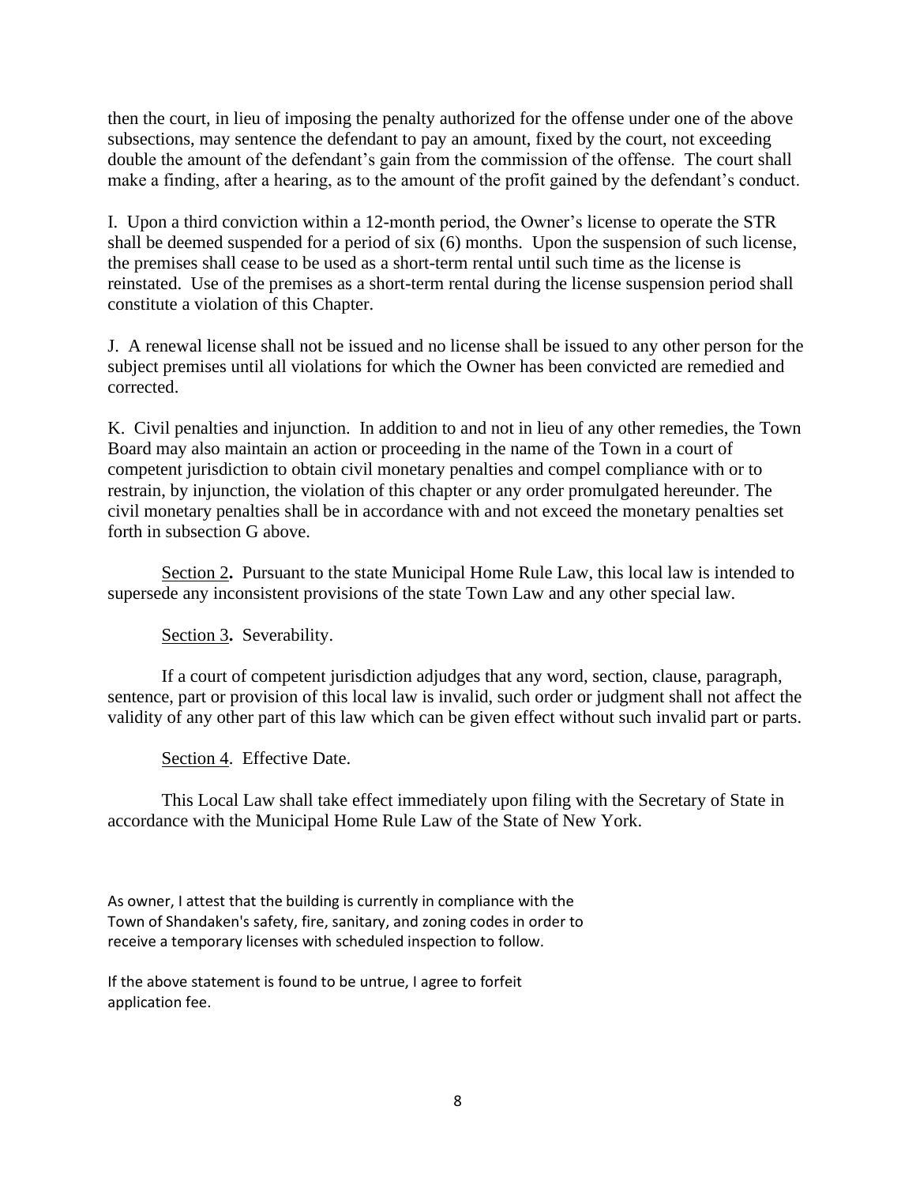then the court, in lieu of imposing the penalty authorized for the offense under one of the above subsections, may sentence the defendant to pay an amount, fixed by the court, not exceeding double the amount of the defendant's gain from the commission of the offense. The court shall make a finding, after a hearing, as to the amount of the profit gained by the defendant's conduct.

I. Upon a third conviction within a 12-month period, the Owner's license to operate the STR shall be deemed suspended for a period of six (6) months. Upon the suspension of such license, the premises shall cease to be used as a short-term rental until such time as the license is reinstated. Use of the premises as a short-term rental during the license suspension period shall constitute a violation of this Chapter.

J. A renewal license shall not be issued and no license shall be issued to any other person for the subject premises until all violations for which the Owner has been convicted are remedied and corrected.

K. Civil penalties and injunction. In addition to and not in lieu of any other remedies, the Town Board may also maintain an action or proceeding in the name of the Town in a court of competent jurisdiction to obtain civil monetary penalties and compel compliance with or to restrain, by injunction, the violation of this chapter or any order promulgated hereunder. The civil monetary penalties shall be in accordance with and not exceed the monetary penalties set forth in subsection G above.

Section 2**.** Pursuant to the state Municipal Home Rule Law, this local law is intended to supersede any inconsistent provisions of the state Town Law and any other special law.

Section 3**.** Severability.

If a court of competent jurisdiction adjudges that any word, section, clause, paragraph, sentence, part or provision of this local law is invalid, such order or judgment shall not affect the validity of any other part of this law which can be given effect without such invalid part or parts.

Section 4. Effective Date.

This Local Law shall take effect immediately upon filing with the Secretary of State in accordance with the Municipal Home Rule Law of the State of New York.

As owner, I attest that the building is currently in compliance with the Town of Shandaken's safety, fire, sanitary, and zoning codes in order to receive a temporary licenses with scheduled inspection to follow.

If the above statement is found to be untrue, I agree to forfeit application fee.